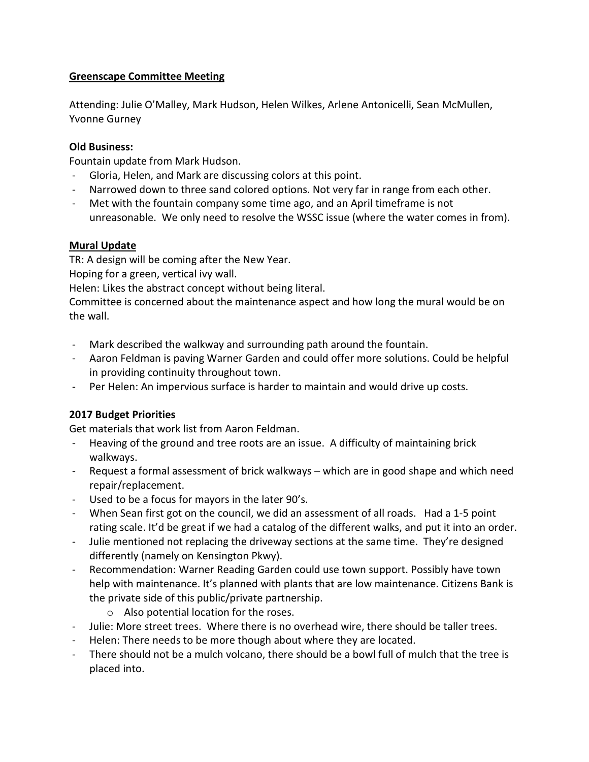**Greenscape Committee Meeting**

Attending: Julie O'Malley, Mark Hudson, Helen Wilkes, Arlene Antonicelli, Sean McMullen, Yvonne Gurney

**Old Business:**

Fountain update from Mark Hudson.

- Gloria, Helen, and Mark are discussing colors at this point.
- Narrowed down to three sand colored options. Not very far in range from each other.
- Met with the fountain company some time ago, and an April timeframe is not unreasonable. We only need to resolve the WSSC issue (where the water comes in from).

**Mural Update**

TR: A design will be coming after the New Year.

Hoping for a green, vertical ivy wall.

Helen: Likes the abstract concept without being literal.

Committee is concerned about the maintenance aspect and how long the mural would be on the wall.

- Mark described the walkway and surrounding path around the fountain.
- Aaron Feldman is paving Warner Garden and could offer more solutions. Could be helpful in providing continuity throughout town.
- Per Helen: An impervious surface is harder to maintain and would drive up costs.

**2017 Budget Priorities**

Get materials that work list from Aaron Feldman.

- Heaving of the ground and tree roots are an issue. A difficulty of maintaining brick walkways.
- Request a formal assessment of brick walkways – which are in good shape and which need repair/replacement.
- Used to be a focus for mayors in the later 90's.
- When Sean first got on the council, we did an assessment of all roads. Had a 1-5 point rating scale. It'd be great if we had a catalog of the different walks, and put it into an order.
- Julie mentioned not replacing the driveway sections at the same time. They're designed differently (namely on Kensington Pkwy).
- Recommendation: Warner Reading Garden could use town support. Possibly have town help with maintenance. It's planned with plants that are low maintenance. Citizens Bank is the private side of this public/private partnership.
    - Also potential location for the roses.
- Julie: More street trees. Where there is no overhead wire, there should be taller trees.
- Helen: There needs to be more though about where they are located.
- There should not be a mulch volcano, there should be a bowl full of mulch that the tree is placed into.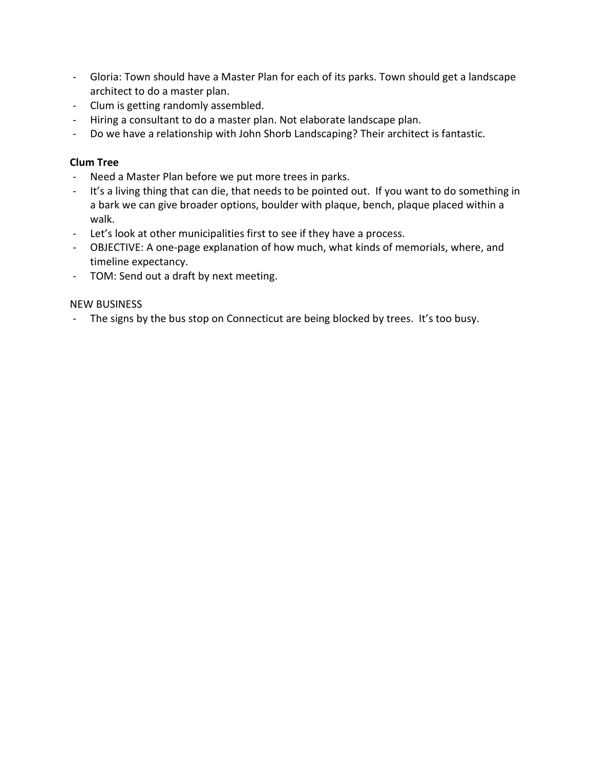- Gloria: Town should have a Master Plan for each of its parks. Town should get a landscape architect to do a master plan.
- Clum is getting randomly assembled.
- Hiring a consultant to do a master plan. Not elaborate landscape plan.
- Do we have a relationship with John Shorb Landscaping? Their architect is fantastic.

**Clum Tree**

- Need a Master Plan before we put more trees in parks.
- It's a living thing that can die, that needs to be pointed out. If you want to do something in a bark we can give broader options, boulder with plaque, bench, plaque placed within a walk.
- Let's look at other municipalities first to see if they have a process.
- OBJECTIVE: A one-page explanation of how much, what kinds of memorials, where, and timeline expectancy.
- TOM: Send out a draft by next meeting.

NEW BUSINESS

- The signs by the bus stop on Connecticut are being blocked by trees. It's too busy.